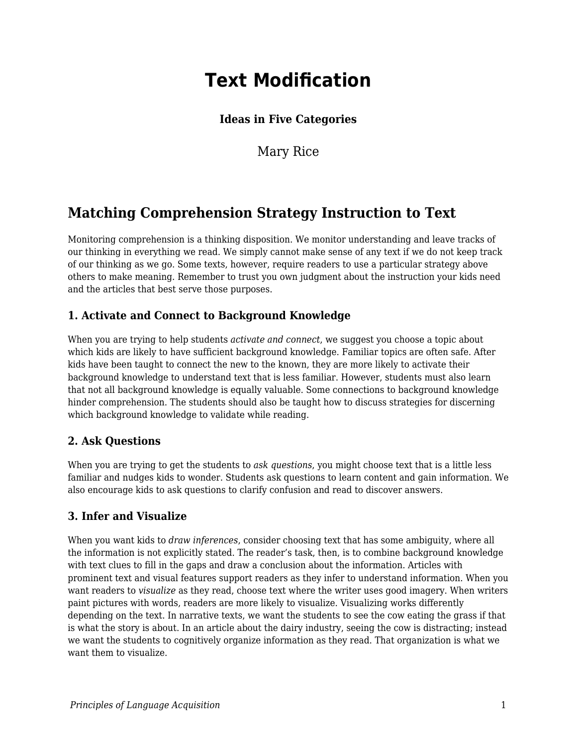# Text Modification

**Ideas in Five Categories**

Mary Rice

## Matching Comprehension Strategy Instruction to Text

Monitoring comprehension is a thinking disposition. We monitor understanding and leave tracks of our thinking in everything we read. We simply cannot make sense of any text if we do not keep track of our thinking as we go. Some texts, however, require readers to use a particular strategy above others to make meaning. Remember to trust you own judgment about the instruction your kids need and the articles that best serve those purposes.

### 1. Activate and Connect to Background Knowledge

When you are trying to help students *activate and connect*, we suggest you choose a topic about which kids are likely to have sufficient background knowledge. Familiar topics are often safe. After kids have been taught to connect the new to the known, they are more likely to activate their background knowledge to understand text that is less familiar. However, students must also learn that not all background knowledge is equally valuable. Some connections to background knowledge hinder comprehension. The students should also be taught how to discuss strategies for discerning which background knowledge to validate while reading.

### 2. Ask Questions

When you are trying to get the students to *ask questions*, you might choose text that is a little less familiar and nudges kids to wonder. Students ask questions to learn content and gain information. We also encourage kids to ask questions to clarify confusion and read to discover answers.

### 3. Infer and Visualize

When you want kids to *draw inferences*, consider choosing text that has some ambiguity, where all the information is not explicitly stated. The reader's task, then, is to combine background knowledge with text clues to fill in the gaps and draw a conclusion about the information. Articles with prominent text and visual features support readers as they infer to understand information. When you want readers to *visualize* as they read, choose text where the writer uses good imagery. When writers paint pictures with words, readers are more likely to visualize. Visualizing works differently depending on the text. In narrative texts, we want the students to see the cow eating the grass if that is what the story is about. In an article about the dairy industry, seeing the cow is distracting; instead we want the students to cognitively organize information as they read. That organization is what we want them to visualize.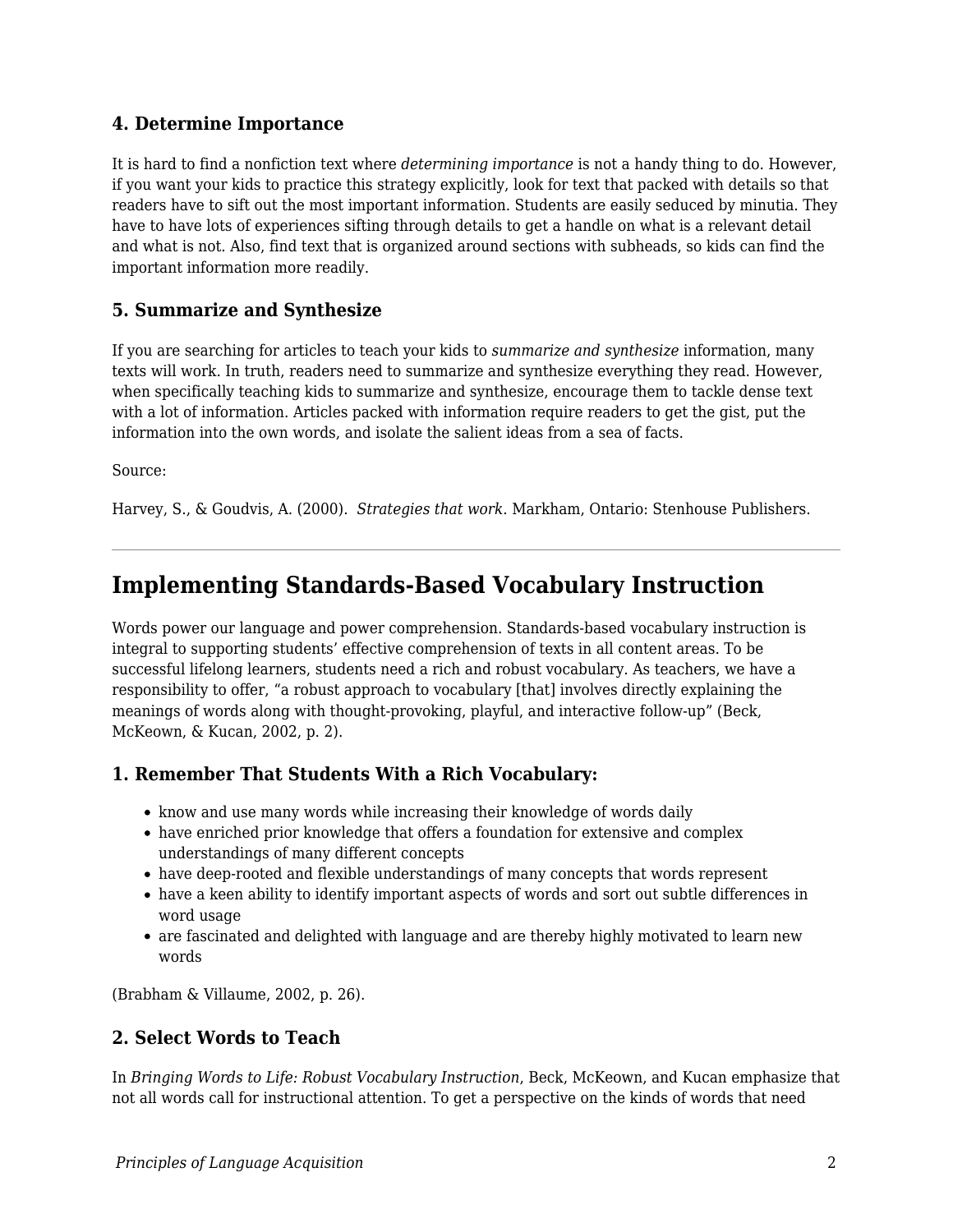### 4. Determine Importance

It is hard to find a nonfiction text where *determining importance* is not a handy thing to do. However, if you want your kids to practice this strategy explicitly, look for text that packed with details so that readers have to sift out the most important information. Students are easily seduced by minutia. They have to have lots of experiences sifting through details to get a handle on what is a relevant detail and what is not. Also, find text that is organized around sections with subheads, so kids can find the important information more readily.

### 5. Summarize and Synthesize

If you are searching for articles to teach your kids to *summarize and synthesize* information, many texts will work. In truth, readers need to summarize and synthesize everything they read. However, when specifically teaching kids to summarize and synthesize, encourage them to tackle dense text with a lot of information. Articles packed with information require readers to get the gist, put the information into the own words, and isolate the salient ideas from a sea of facts.

Source:

Harvey, S., & Goudvis, A. (2000). *Strategies that work*. Markham, Ontario: Stenhouse Publishers.

---

## Implementing Standards-Based Vocabulary Instruction

Words power our language and power comprehension. Standards-based vocabulary instruction is integral to supporting students' effective comprehension of texts in all content areas. To be successful lifelong learners, students need a rich and robust vocabulary. As teachers, we have a responsibility to offer, "a robust approach to vocabulary [that] involves directly explaining the meanings of words along with thought-provoking, playful, and interactive follow-up" (Beck, McKeown, & Kucan, 2002, p. 2).

### 1. Remember That Students With a Rich Vocabulary:

- know and use many words while increasing their knowledge of words daily
- have enriched prior knowledge that offers a foundation for extensive and complex understandings of many different concepts
- have deep-rooted and flexible understandings of many concepts that words represent
- have a keen ability to identify important aspects of words and sort out subtle differences in word usage
- are fascinated and delighted with language and are thereby highly motivated to learn new words

(Brabham & Villaume, 2002, p. 26).

### 2. Select Words to Teach

In *Bringing Words to Life: Robust Vocabulary Instruction*, Beck, McKeown, and Kucan emphasize that not all words call for instructional attention. To get a perspective on the kinds of words that need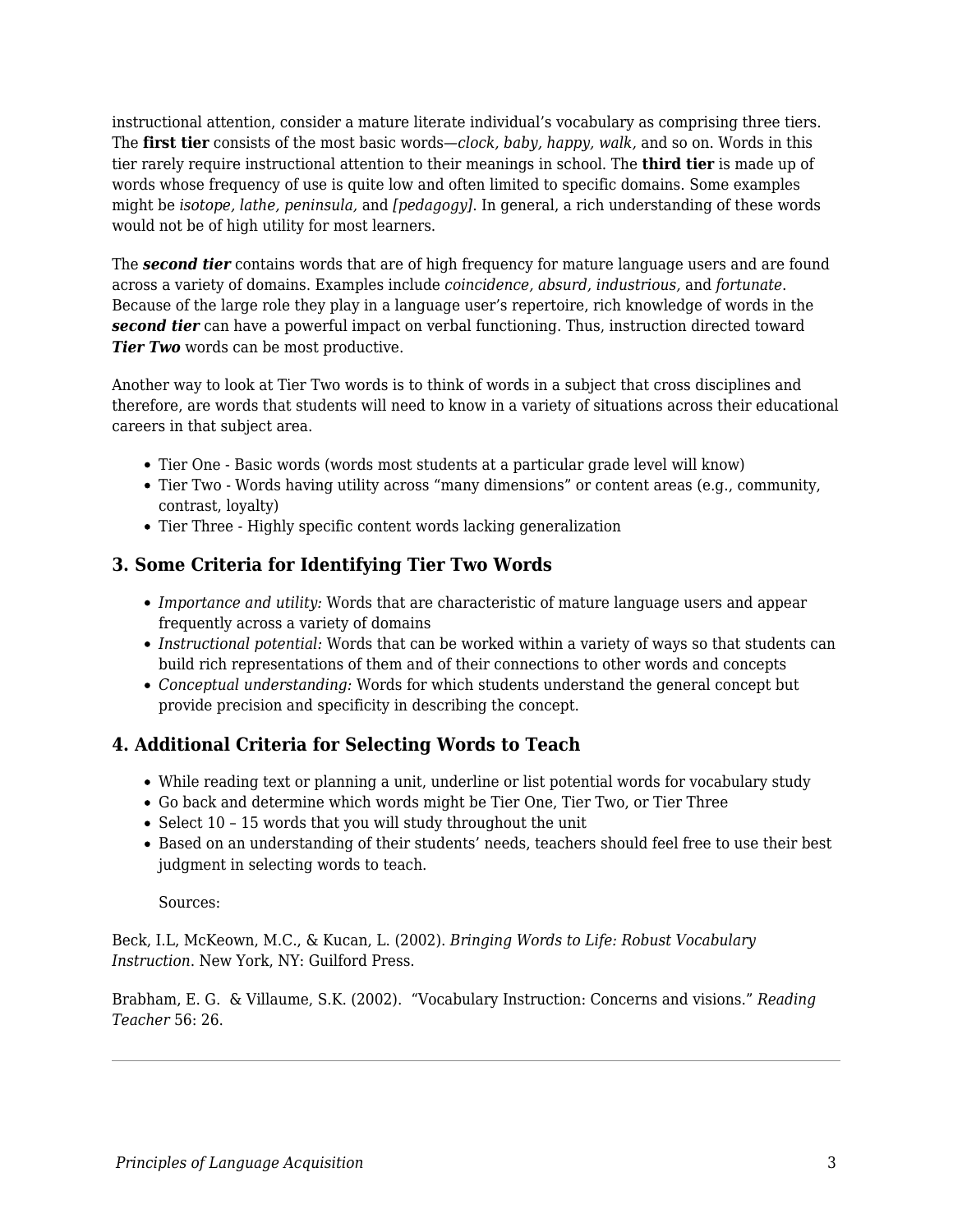instructional attention, consider a mature literate individual's vocabulary as comprising three tiers. The **first tier** consists of the most basic words—*clock, baby, happy, walk,* and so on. Words in this tier rarely require instructional attention to their meanings in school. The **third tier** is made up of words whose frequency of use is quite low and often limited to specific domains. Some examples might be *isotope, lathe, peninsula,* and *[pedagogy]*. In general, a rich understanding of these words would not be of high utility for most learners.

The ***second tier*** contains words that are of high frequency for mature language users and are found across a variety of domains. Examples include *coincidence, absurd, industrious,* and *fortunate*. Because of the large role they play in a language user's repertoire, rich knowledge of words in the ***second tier*** can have a powerful impact on verbal functioning. Thus, instruction directed toward ***Tier Two*** words can be most productive.

Another way to look at Tier Two words is to think of words in a subject that cross disciplines and therefore, are words that students will need to know in a variety of situations across their educational careers in that subject area.

- Tier One - Basic words (words most students at a particular grade level will know)
- Tier Two - Words having utility across "many dimensions" or content areas (e.g., community, contrast, loyalty)
- Tier Three - Highly specific content words lacking generalization

### 3. Some Criteria for Identifying Tier Two Words

- *Importance and utility:* Words that are characteristic of mature language users and appear frequently across a variety of domains
- *Instructional potential:* Words that can be worked within a variety of ways so that students can build rich representations of them and of their connections to other words and concepts
- *Conceptual understanding:* Words for which students understand the general concept but provide precision and specificity in describing the concept.

### 4. Additional Criteria for Selecting Words to Teach

- While reading text or planning a unit, underline or list potential words for vocabulary study
- Go back and determine which words might be Tier One, Tier Two, or Tier Three
- Select 10 – 15 words that you will study throughout the unit
- Based on an understanding of their students' needs, teachers should feel free to use their best judgment in selecting words to teach.

  Sources:

Beck, I.L, McKeown, M.C., & Kucan, L. (2002). *Bringing Words to Life: Robust Vocabulary Instruction*. New York, NY: Guilford Press.

Brabham, E. G. & Villaume, S.K. (2002). "Vocabulary Instruction: Concerns and visions." *Reading Teacher* 56: 26.

---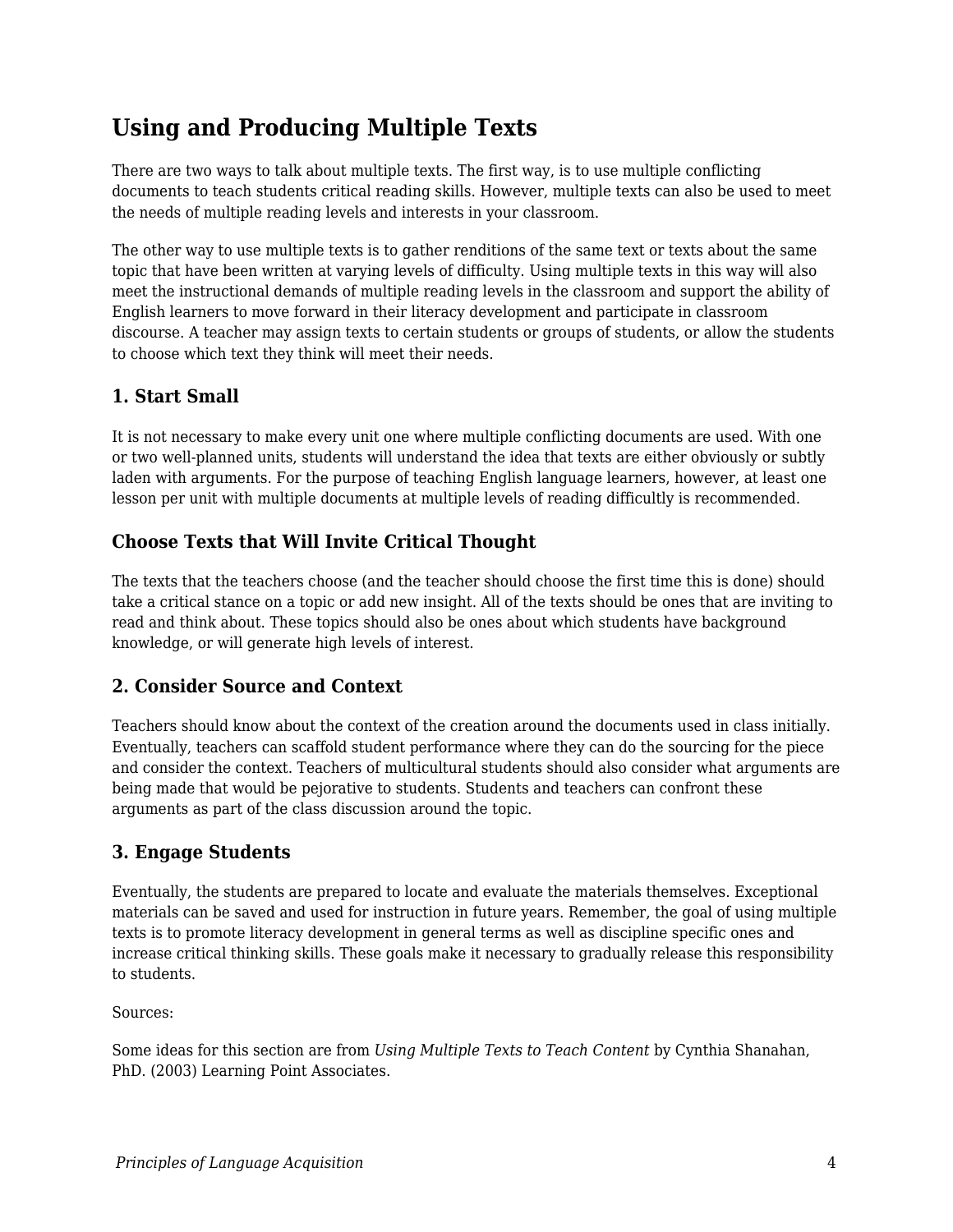## Using and Producing Multiple Texts

There are two ways to talk about multiple texts. The first way, is to use multiple conflicting documents to teach students critical reading skills. However, multiple texts can also be used to meet the needs of multiple reading levels and interests in your classroom.

The other way to use multiple texts is to gather renditions of the same text or texts about the same topic that have been written at varying levels of difficulty. Using multiple texts in this way will also meet the instructional demands of multiple reading levels in the classroom and support the ability of English learners to move forward in their literacy development and participate in classroom discourse. A teacher may assign texts to certain students or groups of students, or allow the students to choose which text they think will meet their needs.

### 1. Start Small

It is not necessary to make every unit one where multiple conflicting documents are used. With one or two well-planned units, students will understand the idea that texts are either obviously or subtly laden with arguments. For the purpose of teaching English language learners, however, at least one lesson per unit with multiple documents at multiple levels of reading difficultly is recommended.

### Choose Texts that Will Invite Critical Thought

The texts that the teachers choose (and the teacher should choose the first time this is done) should take a critical stance on a topic or add new insight. All of the texts should be ones that are inviting to read and think about. These topics should also be ones about which students have background knowledge, or will generate high levels of interest.

### 2. Consider Source and Context

Teachers should know about the context of the creation around the documents used in class initially. Eventually, teachers can scaffold student performance where they can do the sourcing for the piece and consider the context. Teachers of multicultural students should also consider what arguments are being made that would be pejorative to students. Students and teachers can confront these arguments as part of the class discussion around the topic.

### 3. Engage Students

Eventually, the students are prepared to locate and evaluate the materials themselves. Exceptional materials can be saved and used for instruction in future years. Remember, the goal of using multiple texts is to promote literacy development in general terms as well as discipline specific ones and increase critical thinking skills. These goals make it necessary to gradually release this responsibility to students.

Sources:

Some ideas for this section are from *Using Multiple Texts to Teach Content* by Cynthia Shanahan, PhD. (2003) Learning Point Associates.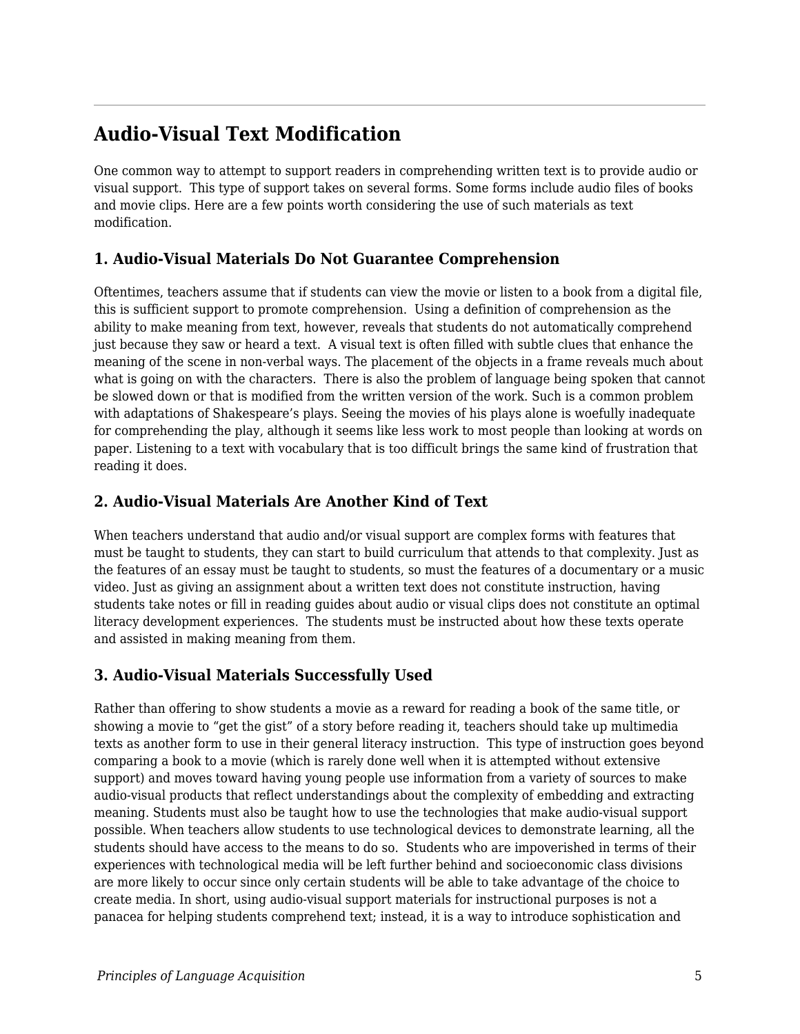## Audio-Visual Text Modification

One common way to attempt to support readers in comprehending written text is to provide audio or visual support.  This type of support takes on several forms. Some forms include audio files of books and movie clips. Here are a few points worth considering the use of such materials as text modification.

### 1. Audio-Visual Materials Do Not Guarantee Comprehension

Oftentimes, teachers assume that if students can view the movie or listen to a book from a digital file, this is sufficient support to promote comprehension.  Using a definition of comprehension as the ability to make meaning from text, however, reveals that students do not automatically comprehend just because they saw or heard a text.  A visual text is often filled with subtle clues that enhance the meaning of the scene in non-verbal ways. The placement of the objects in a frame reveals much about what is going on with the characters.  There is also the problem of language being spoken that cannot be slowed down or that is modified from the written version of the work. Such is a common problem with adaptations of Shakespeare's plays. Seeing the movies of his plays alone is woefully inadequate for comprehending the play, although it seems like less work to most people than looking at words on paper. Listening to a text with vocabulary that is too difficult brings the same kind of frustration that reading it does.

### 2. Audio-Visual Materials Are Another Kind of Text

When teachers understand that audio and/or visual support are complex forms with features that must be taught to students, they can start to build curriculum that attends to that complexity. Just as the features of an essay must be taught to students, so must the features of a documentary or a music video. Just as giving an assignment about a written text does not constitute instruction, having students take notes or fill in reading guides about audio or visual clips does not constitute an optimal literacy development experiences.  The students must be instructed about how these texts operate and assisted in making meaning from them.

### 3. Audio-Visual Materials Successfully Used

Rather than offering to show students a movie as a reward for reading a book of the same title, or showing a movie to "get the gist" of a story before reading it, teachers should take up multimedia texts as another form to use in their general literacy instruction.  This type of instruction goes beyond comparing a book to a movie (which is rarely done well when it is attempted without extensive support) and moves toward having young people use information from a variety of sources to make audio-visual products that reflect understandings about the complexity of embedding and extracting meaning. Students must also be taught how to use the technologies that make audio-visual support possible. When teachers allow students to use technological devices to demonstrate learning, all the students should have access to the means to do so.  Students who are impoverished in terms of their experiences with technological media will be left further behind and socioeconomic class divisions are more likely to occur since only certain students will be able to take advantage of the choice to create media. In short, using audio-visual support materials for instructional purposes is not a panacea for helping students comprehend text; instead, it is a way to introduce sophistication and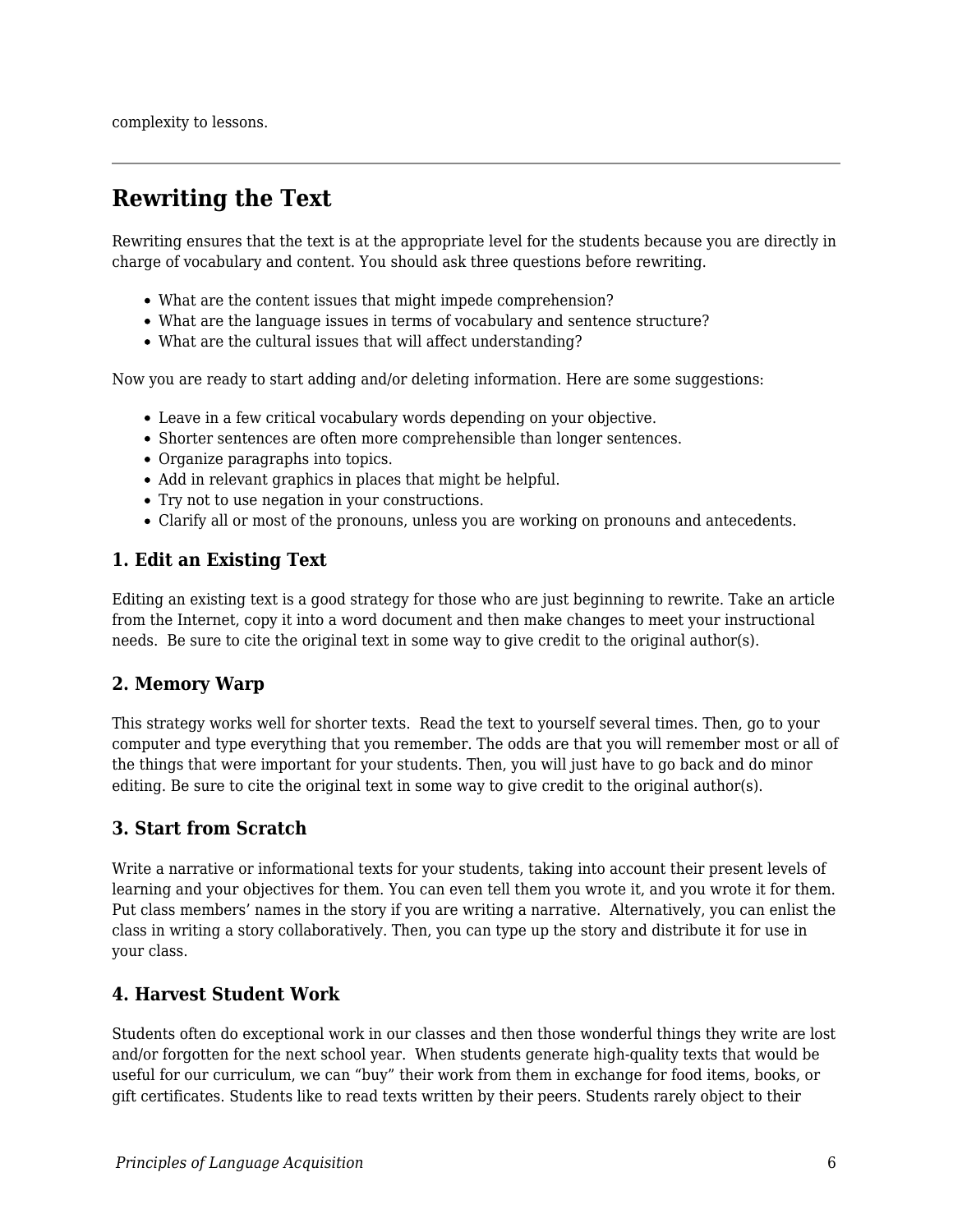complexity to lessons.

---

## Rewriting the Text

Rewriting ensures that the text is at the appropriate level for the students because you are directly in charge of vocabulary and content. You should ask three questions before rewriting.

- What are the content issues that might impede comprehension?
- What are the language issues in terms of vocabulary and sentence structure?
- What are the cultural issues that will affect understanding?

Now you are ready to start adding and/or deleting information. Here are some suggestions:

- Leave in a few critical vocabulary words depending on your objective.
- Shorter sentences are often more comprehensible than longer sentences.
- Organize paragraphs into topics.
- Add in relevant graphics in places that might be helpful.
- Try not to use negation in your constructions.
- Clarify all or most of the pronouns, unless you are working on pronouns and antecedents.

### 1. Edit an Existing Text

Editing an existing text is a good strategy for those who are just beginning to rewrite. Take an article from the Internet, copy it into a word document and then make changes to meet your instructional needs. Be sure to cite the original text in some way to give credit to the original author(s).

### 2. Memory Warp

This strategy works well for shorter texts. Read the text to yourself several times. Then, go to your computer and type everything that you remember. The odds are that you will remember most or all of the things that were important for your students. Then, you will just have to go back and do minor editing. Be sure to cite the original text in some way to give credit to the original author(s).

### 3. Start from Scratch

Write a narrative or informational texts for your students, taking into account their present levels of learning and your objectives for them. You can even tell them you wrote it, and you wrote it for them. Put class members' names in the story if you are writing a narrative. Alternatively, you can enlist the class in writing a story collaboratively. Then, you can type up the story and distribute it for use in your class.

### 4. Harvest Student Work

Students often do exceptional work in our classes and then those wonderful things they write are lost and/or forgotten for the next school year. When students generate high-quality texts that would be useful for our curriculum, we can "buy" their work from them in exchange for food items, books, or gift certificates. Students like to read texts written by their peers. Students rarely object to their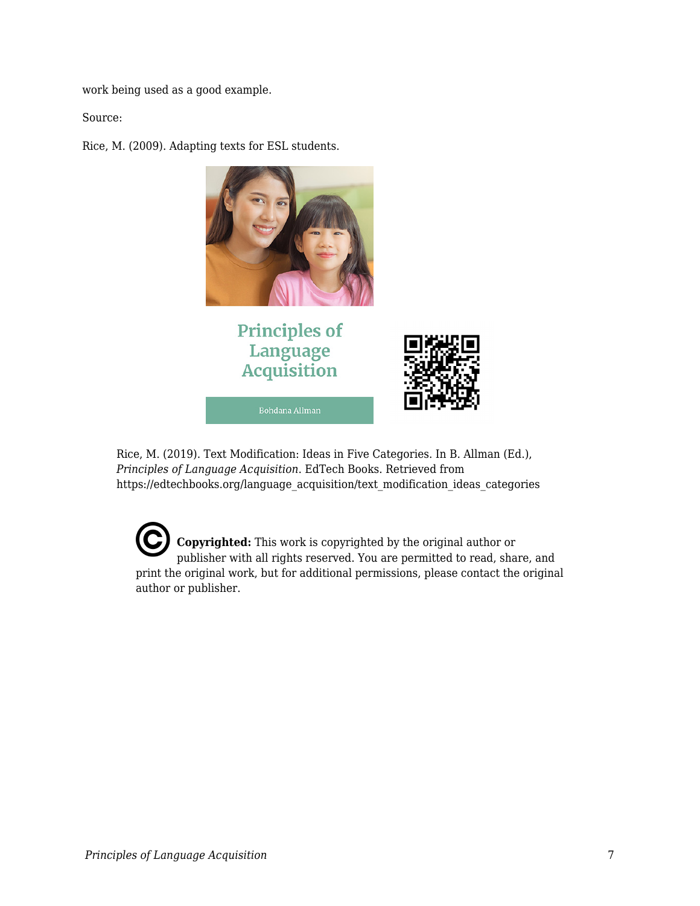work being used as a good example.

Source:

Rice, M. (2009). Adapting texts for ESL students.

Rice, M. (2019). Text Modification: Ideas in Five Categories. In B. Allman (Ed.), *Principles of Language Acquisition*. EdTech Books. Retrieved from https://edtechbooks.org/language_acquisition/text_modification_ideas_categories

**Copyrighted:** This work is copyrighted by the original author or publisher with all rights reserved. You are permitted to read, share, and print the original work, but for additional permissions, please contact the original author or publisher.